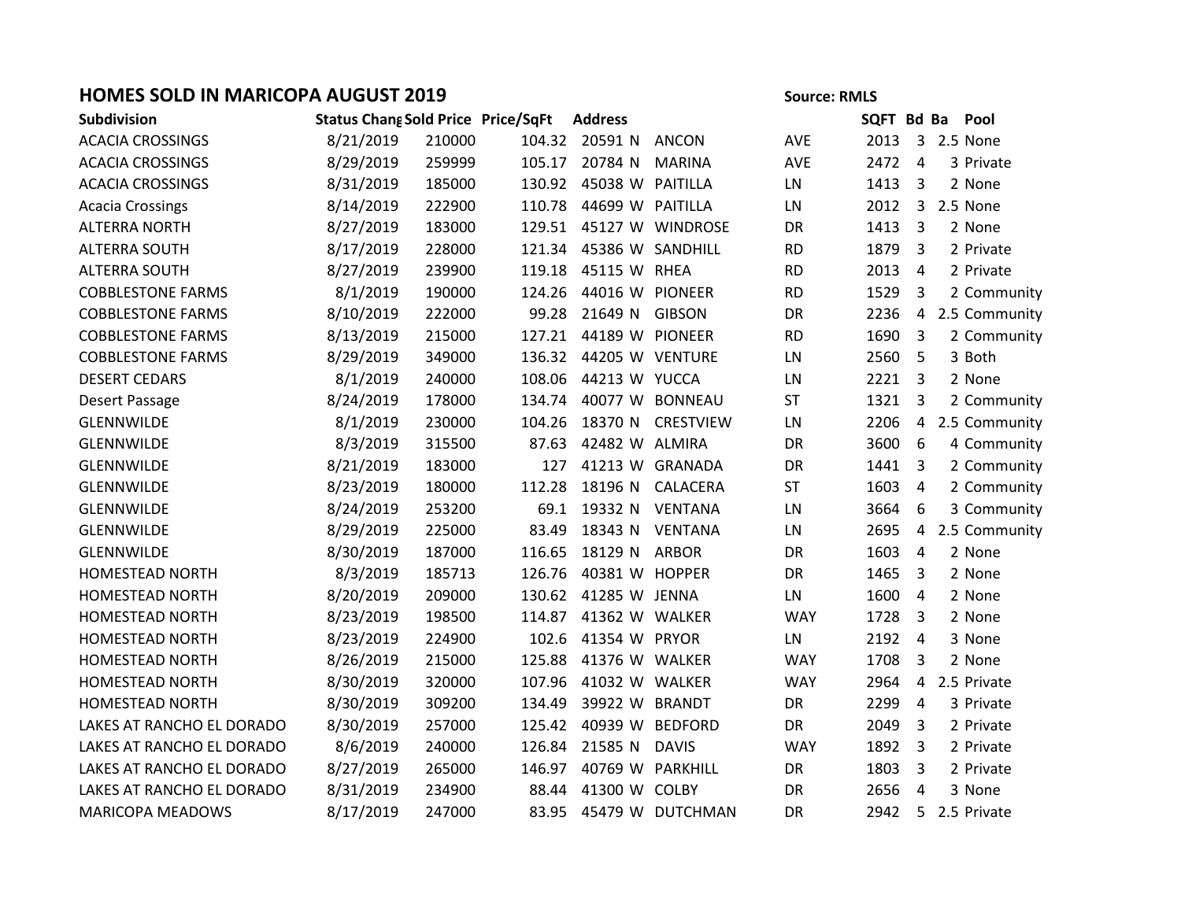# HOMES SOLD IN MARICOPA AUGUST 2019

**Source: RMLS**

| Subdivision | Status Chang | Sold Price | Price/SqFt | Address | | | SQFT | Bd | Ba | Pool |
|---|---|---|---|---|---|---|---|---|---|---|
| ACACIA CROSSINGS | 8/21/2019 | 210000 | 104.32 | 20591 N | ANCON | AVE | 2013 | 3 | 2.5 | None |
| ACACIA CROSSINGS | 8/29/2019 | 259999 | 105.17 | 20784 N | MARINA | AVE | 2472 | 4 | 3 | Private |
| ACACIA CROSSINGS | 8/31/2019 | 185000 | 130.92 | 45038 W | PAITILLA | LN | 1413 | 3 | 2 | None |
| Acacia Crossings | 8/14/2019 | 222900 | 110.78 | 44699 W | PAITILLA | LN | 2012 | 3 | 2.5 | None |
| ALTERRA NORTH | 8/27/2019 | 183000 | 129.51 | 45127 W | WINDROSE | DR | 1413 | 3 | 2 | None |
| ALTERRA SOUTH | 8/17/2019 | 228000 | 121.34 | 45386 W | SANDHILL | RD | 1879 | 3 | 2 | Private |
| ALTERRA SOUTH | 8/27/2019 | 239900 | 119.18 | 45115 W | RHEA | RD | 2013 | 4 | 2 | Private |
| COBBLESTONE FARMS | 8/1/2019 | 190000 | 124.26 | 44016 W | PIONEER | RD | 1529 | 3 | 2 | Community |
| COBBLESTONE FARMS | 8/10/2019 | 222000 | 99.28 | 21649 N | GIBSON | DR | 2236 | 4 | 2.5 | Community |
| COBBLESTONE FARMS | 8/13/2019 | 215000 | 127.21 | 44189 W | PIONEER | RD | 1690 | 3 | 2 | Community |
| COBBLESTONE FARMS | 8/29/2019 | 349000 | 136.32 | 44205 W | VENTURE | LN | 2560 | 5 | 3 | Both |
| DESERT CEDARS | 8/1/2019 | 240000 | 108.06 | 44213 W | YUCCA | LN | 2221 | 3 | 2 | None |
| Desert Passage | 8/24/2019 | 178000 | 134.74 | 40077 W | BONNEAU | ST | 1321 | 3 | 2 | Community |
| GLENNWILDE | 8/1/2019 | 230000 | 104.26 | 18370 N | CRESTVIEW | LN | 2206 | 4 | 2.5 | Community |
| GLENNWILDE | 8/3/2019 | 315500 | 87.63 | 42482 W | ALMIRA | DR | 3600 | 6 | 4 | Community |
| GLENNWILDE | 8/21/2019 | 183000 | 127 | 41213 W | GRANADA | DR | 1441 | 3 | 2 | Community |
| GLENNWILDE | 8/23/2019 | 180000 | 112.28 | 18196 N | CALACERA | ST | 1603 | 4 | 2 | Community |
| GLENNWILDE | 8/24/2019 | 253200 | 69.1 | 19332 N | VENTANA | LN | 3664 | 6 | 3 | Community |
| GLENNWILDE | 8/29/2019 | 225000 | 83.49 | 18343 N | VENTANA | LN | 2695 | 4 | 2.5 | Community |
| GLENNWILDE | 8/30/2019 | 187000 | 116.65 | 18129 N | ARBOR | DR | 1603 | 4 | 2 | None |
| HOMESTEAD NORTH | 8/3/2019 | 185713 | 126.76 | 40381 W | HOPPER | DR | 1465 | 3 | 2 | None |
| HOMESTEAD NORTH | 8/20/2019 | 209000 | 130.62 | 41285 W | JENNA | LN | 1600 | 4 | 2 | None |
| HOMESTEAD NORTH | 8/23/2019 | 198500 | 114.87 | 41362 W | WALKER | WAY | 1728 | 3 | 2 | None |
| HOMESTEAD NORTH | 8/23/2019 | 224900 | 102.6 | 41354 W | PRYOR | LN | 2192 | 4 | 3 | None |
| HOMESTEAD NORTH | 8/26/2019 | 215000 | 125.88 | 41376 W | WALKER | WAY | 1708 | 3 | 2 | None |
| HOMESTEAD NORTH | 8/30/2019 | 320000 | 107.96 | 41032 W | WALKER | WAY | 2964 | 4 | 2.5 | Private |
| HOMESTEAD NORTH | 8/30/2019 | 309200 | 134.49 | 39922 W | BRANDT | DR | 2299 | 4 | 3 | Private |
| LAKES AT RANCHO EL DORADO | 8/30/2019 | 257000 | 125.42 | 40939 W | BEDFORD | DR | 2049 | 3 | 2 | Private |
| LAKES AT RANCHO EL DORADO | 8/6/2019 | 240000 | 126.84 | 21585 N | DAVIS | WAY | 1892 | 3 | 2 | Private |
| LAKES AT RANCHO EL DORADO | 8/27/2019 | 265000 | 146.97 | 40769 W | PARKHILL | DR | 1803 | 3 | 2 | Private |
| LAKES AT RANCHO EL DORADO | 8/31/2019 | 234900 | 88.44 | 41300 W | COLBY | DR | 2656 | 4 | 3 | None |
| MARICOPA MEADOWS | 8/17/2019 | 247000 | 83.95 | 45479 W | DUTCHMAN | DR | 2942 | 5 | 2.5 | Private |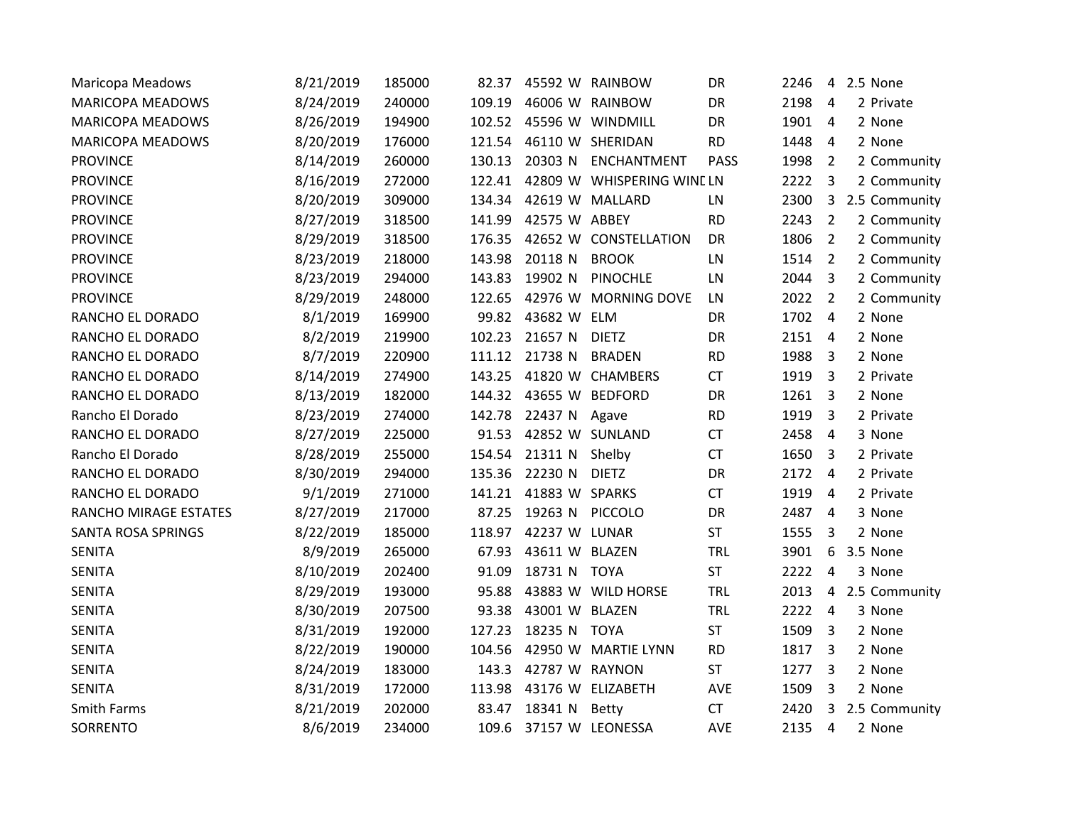| | | | | | | | | | | | |
|---|---|---|---|---|---|---|---|---|---|---|---|
| Maricopa Meadows | 8/21/2019 | 185000 | 82.37 | 45592 | W | RAINBOW | DR | 2246 | 4 | 2.5 | None |
| MARICOPA MEADOWS | 8/24/2019 | 240000 | 109.19 | 46006 | W | RAINBOW | DR | 2198 | 4 | 2 | Private |
| MARICOPA MEADOWS | 8/26/2019 | 194900 | 102.52 | 45596 | W | WINDMILL | DR | 1901 | 4 | 2 | None |
| MARICOPA MEADOWS | 8/20/2019 | 176000 | 121.54 | 46110 | W | SHERIDAN | RD | 1448 | 4 | 2 | None |
| PROVINCE | 8/14/2019 | 260000 | 130.13 | 20303 | N | ENCHANTMENT | PASS | 1998 | 2 | 2 | Community |
| PROVINCE | 8/16/2019 | 272000 | 122.41 | 42809 | W | WHISPERING WIND | LN | 2222 | 3 | 2 | Community |
| PROVINCE | 8/20/2019 | 309000 | 134.34 | 42619 | W | MALLARD | LN | 2300 | 3 | 2.5 | Community |
| PROVINCE | 8/27/2019 | 318500 | 141.99 | 42575 | W | ABBEY | RD | 2243 | 2 | 2 | Community |
| PROVINCE | 8/29/2019 | 318500 | 176.35 | 42652 | W | CONSTELLATION | DR | 1806 | 2 | 2 | Community |
| PROVINCE | 8/23/2019 | 218000 | 143.98 | 20118 | N | BROOK | LN | 1514 | 2 | 2 | Community |
| PROVINCE | 8/23/2019 | 294000 | 143.83 | 19902 | N | PINOCHLE | LN | 2044 | 3 | 2 | Community |
| PROVINCE | 8/29/2019 | 248000 | 122.65 | 42976 | W | MORNING DOVE | LN | 2022 | 2 | 2 | Community |
| RANCHO EL DORADO | 8/1/2019 | 169900 | 99.82 | 43682 | W | ELM | DR | 1702 | 4 | 2 | None |
| RANCHO EL DORADO | 8/2/2019 | 219900 | 102.23 | 21657 | N | DIETZ | DR | 2151 | 4 | 2 | None |
| RANCHO EL DORADO | 8/7/2019 | 220900 | 111.12 | 21738 | N | BRADEN | RD | 1988 | 3 | 2 | None |
| RANCHO EL DORADO | 8/14/2019 | 274900 | 143.25 | 41820 | W | CHAMBERS | CT | 1919 | 3 | 2 | Private |
| RANCHO EL DORADO | 8/13/2019 | 182000 | 144.32 | 43655 | W | BEDFORD | DR | 1261 | 3 | 2 | None |
| Rancho El Dorado | 8/23/2019 | 274000 | 142.78 | 22437 | N | Agave | RD | 1919 | 3 | 2 | Private |
| RANCHO EL DORADO | 8/27/2019 | 225000 | 91.53 | 42852 | W | SUNLAND | CT | 2458 | 4 | 3 | None |
| Rancho El Dorado | 8/28/2019 | 255000 | 154.54 | 21311 | N | Shelby | CT | 1650 | 3 | 2 | Private |
| RANCHO EL DORADO | 8/30/2019 | 294000 | 135.36 | 22230 | N | DIETZ | DR | 2172 | 4 | 2 | Private |
| RANCHO EL DORADO | 9/1/2019 | 271000 | 141.21 | 41883 | W | SPARKS | CT | 1919 | 4 | 2 | Private |
| RANCHO MIRAGE ESTATES | 8/27/2019 | 217000 | 87.25 | 19263 | N | PICCOLO | DR | 2487 | 4 | 3 | None |
| SANTA ROSA SPRINGS | 8/22/2019 | 185000 | 118.97 | 42237 | W | LUNAR | ST | 1555 | 3 | 2 | None |
| SENITA | 8/9/2019 | 265000 | 67.93 | 43611 | W | BLAZEN | TRL | 3901 | 6 | 3.5 | None |
| SENITA | 8/10/2019 | 202400 | 91.09 | 18731 | N | TOYA | ST | 2222 | 4 | 3 | None |
| SENITA | 8/29/2019 | 193000 | 95.88 | 43883 | W | WILD HORSE | TRL | 2013 | 4 | 2.5 | Community |
| SENITA | 8/30/2019 | 207500 | 93.38 | 43001 | W | BLAZEN | TRL | 2222 | 4 | 3 | None |
| SENITA | 8/31/2019 | 192000 | 127.23 | 18235 | N | TOYA | ST | 1509 | 3 | 2 | None |
| SENITA | 8/22/2019 | 190000 | 104.56 | 42950 | W | MARTIE LYNN | RD | 1817 | 3 | 2 | None |
| SENITA | 8/24/2019 | 183000 | 143.3 | 42787 | W | RAYNON | ST | 1277 | 3 | 2 | None |
| SENITA | 8/31/2019 | 172000 | 113.98 | 43176 | W | ELIZABETH | AVE | 1509 | 3 | 2 | None |
| Smith Farms | 8/21/2019 | 202000 | 83.47 | 18341 | N | Betty | CT | 2420 | 3 | 2.5 | Community |
| SORRENTO | 8/6/2019 | 234000 | 109.6 | 37157 | W | LEONESSA | AVE | 2135 | 4 | 2 | None |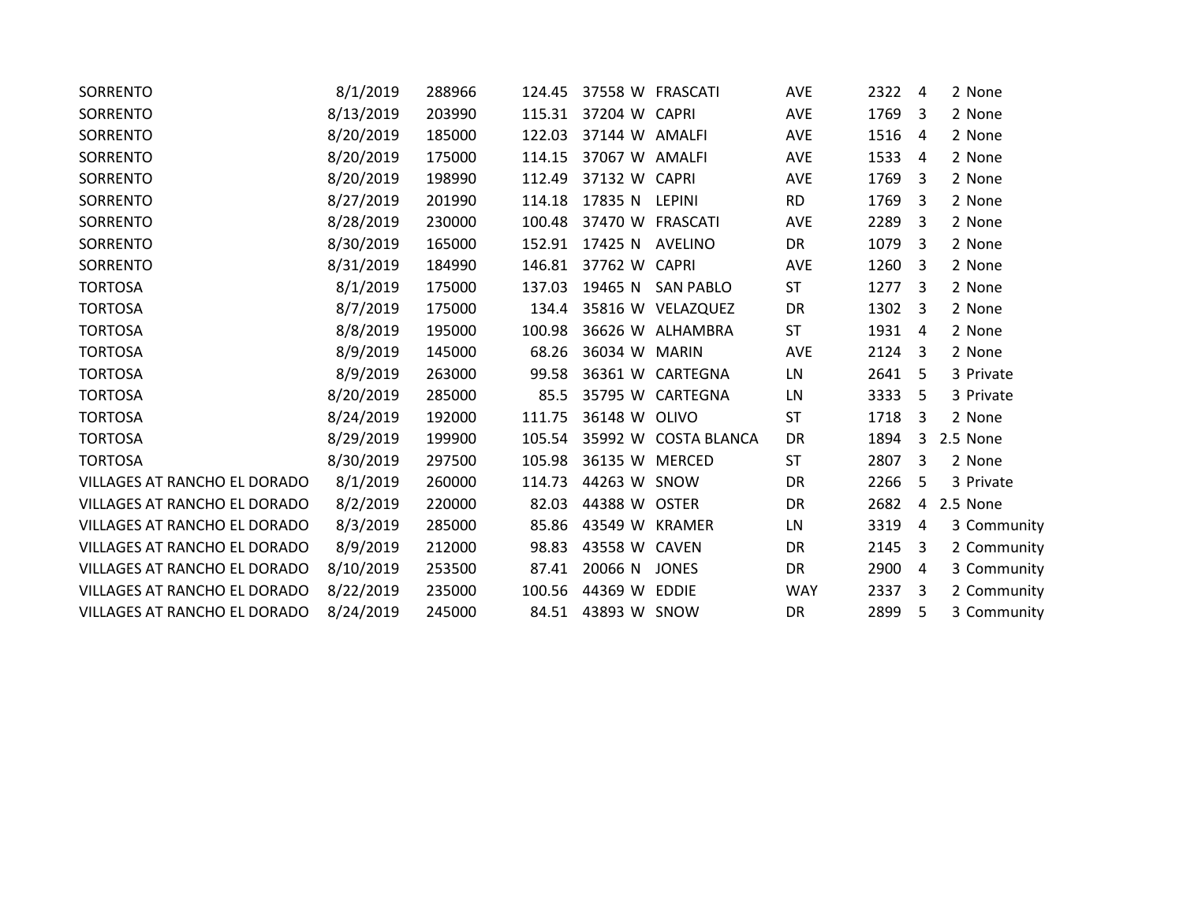| | | | | | | | | | | | |
|---|---|---|---|---|---|---|---|---|---|---|---|
| SORRENTO | 8/1/2019 | 288966 | 124.45 | 37558 | W | FRASCATI | AVE | 2322 | 4 | 2 | None |
| SORRENTO | 8/13/2019 | 203990 | 115.31 | 37204 | W | CAPRI | AVE | 1769 | 3 | 2 | None |
| SORRENTO | 8/20/2019 | 185000 | 122.03 | 37144 | W | AMALFI | AVE | 1516 | 4 | 2 | None |
| SORRENTO | 8/20/2019 | 175000 | 114.15 | 37067 | W | AMALFI | AVE | 1533 | 4 | 2 | None |
| SORRENTO | 8/20/2019 | 198990 | 112.49 | 37132 | W | CAPRI | AVE | 1769 | 3 | 2 | None |
| SORRENTO | 8/27/2019 | 201990 | 114.18 | 17835 | N | LEPINI | RD | 1769 | 3 | 2 | None |
| SORRENTO | 8/28/2019 | 230000 | 100.48 | 37470 | W | FRASCATI | AVE | 2289 | 3 | 2 | None |
| SORRENTO | 8/30/2019 | 165000 | 152.91 | 17425 | N | AVELINO | DR | 1079 | 3 | 2 | None |
| SORRENTO | 8/31/2019 | 184990 | 146.81 | 37762 | W | CAPRI | AVE | 1260 | 3 | 2 | None |
| TORTOSA | 8/1/2019 | 175000 | 137.03 | 19465 | N | SAN PABLO | ST | 1277 | 3 | 2 | None |
| TORTOSA | 8/7/2019 | 175000 | 134.4 | 35816 | W | VELAZQUEZ | DR | 1302 | 3 | 2 | None |
| TORTOSA | 8/8/2019 | 195000 | 100.98 | 36626 | W | ALHAMBRA | ST | 1931 | 4 | 2 | None |
| TORTOSA | 8/9/2019 | 145000 | 68.26 | 36034 | W | MARIN | AVE | 2124 | 3 | 2 | None |
| TORTOSA | 8/9/2019 | 263000 | 99.58 | 36361 | W | CARTEGNA | LN | 2641 | 5 | 3 | Private |
| TORTOSA | 8/20/2019 | 285000 | 85.5 | 35795 | W | CARTEGNA | LN | 3333 | 5 | 3 | Private |
| TORTOSA | 8/24/2019 | 192000 | 111.75 | 36148 | W | OLIVO | ST | 1718 | 3 | 2 | None |
| TORTOSA | 8/29/2019 | 199900 | 105.54 | 35992 | W | COSTA BLANCA | DR | 1894 | 3 | 2.5 | None |
| TORTOSA | 8/30/2019 | 297500 | 105.98 | 36135 | W | MERCED | ST | 2807 | 3 | 2 | None |
| VILLAGES AT RANCHO EL DORADO | 8/1/2019 | 260000 | 114.73 | 44263 | W | SNOW | DR | 2266 | 5 | 3 | Private |
| VILLAGES AT RANCHO EL DORADO | 8/2/2019 | 220000 | 82.03 | 44388 | W | OSTER | DR | 2682 | 4 | 2.5 | None |
| VILLAGES AT RANCHO EL DORADO | 8/3/2019 | 285000 | 85.86 | 43549 | W | KRAMER | LN | 3319 | 4 | 3 | Community |
| VILLAGES AT RANCHO EL DORADO | 8/9/2019 | 212000 | 98.83 | 43558 | W | CAVEN | DR | 2145 | 3 | 2 | Community |
| VILLAGES AT RANCHO EL DORADO | 8/10/2019 | 253500 | 87.41 | 20066 | N | JONES | DR | 2900 | 4 | 3 | Community |
| VILLAGES AT RANCHO EL DORADO | 8/22/2019 | 235000 | 100.56 | 44369 | W | EDDIE | WAY | 2337 | 3 | 2 | Community |
| VILLAGES AT RANCHO EL DORADO | 8/24/2019 | 245000 | 84.51 | 43893 | W | SNOW | DR | 2899 | 5 | 3 | Community |